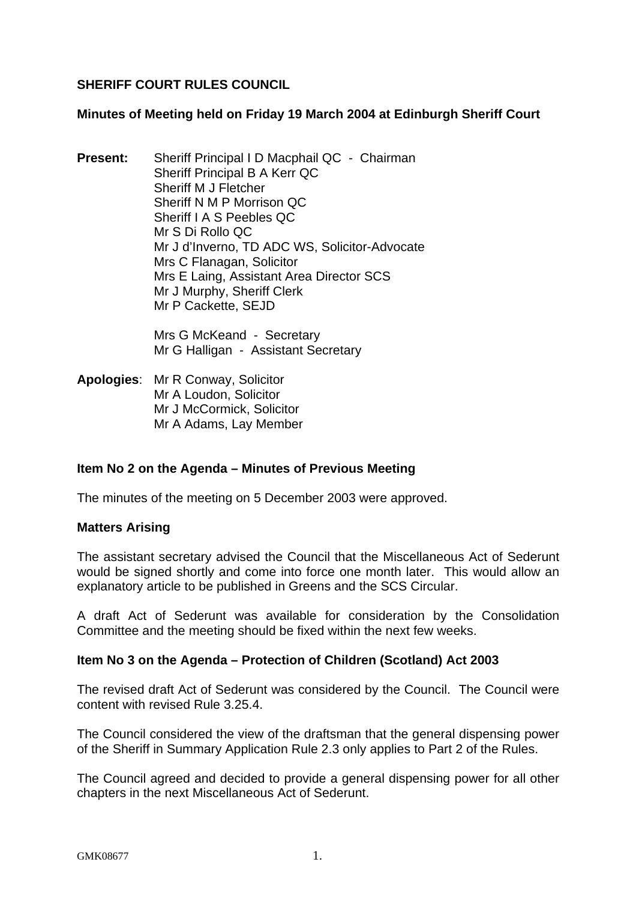**SHERIFF COURT RULES COUNCIL**

**Minutes of Meeting held on Friday 19 March 2004 at Edinburgh Sheriff Court**

**Present:** Sheriff Principal I D Macphail QC - Chairman
Sheriff Principal B A Kerr QC
Sheriff M J Fletcher
Sheriff N M P Morrison QC
Sheriff I A S Peebles QC
Mr S Di Rollo QC
Mr J d'Inverno, TD ADC WS, Solicitor-Advocate
Mrs C Flanagan, Solicitor
Mrs E Laing, Assistant Area Director SCS
Mr J Murphy, Sheriff Clerk
Mr P Cackette, SEJD

Mrs G McKeand - Secretary
Mr G Halligan - Assistant Secretary

**Apologies**: Mr R Conway, Solicitor
Mr A Loudon, Solicitor
Mr J McCormick, Solicitor
Mr A Adams, Lay Member

**Item No 2 on the Agenda – Minutes of Previous Meeting**

The minutes of the meeting on 5 December 2003 were approved.

**Matters Arising**

The assistant secretary advised the Council that the Miscellaneous Act of Sederunt would be signed shortly and come into force one month later. This would allow an explanatory article to be published in Greens and the SCS Circular.

A draft Act of Sederunt was available for consideration by the Consolidation Committee and the meeting should be fixed within the next few weeks.

**Item No 3 on the Agenda – Protection of Children (Scotland) Act 2003**

The revised draft Act of Sederunt was considered by the Council. The Council were content with revised Rule 3.25.4.

The Council considered the view of the draftsman that the general dispensing power of the Sheriff in Summary Application Rule 2.3 only applies to Part 2 of the Rules.

The Council agreed and decided to provide a general dispensing power for all other chapters in the next Miscellaneous Act of Sederunt.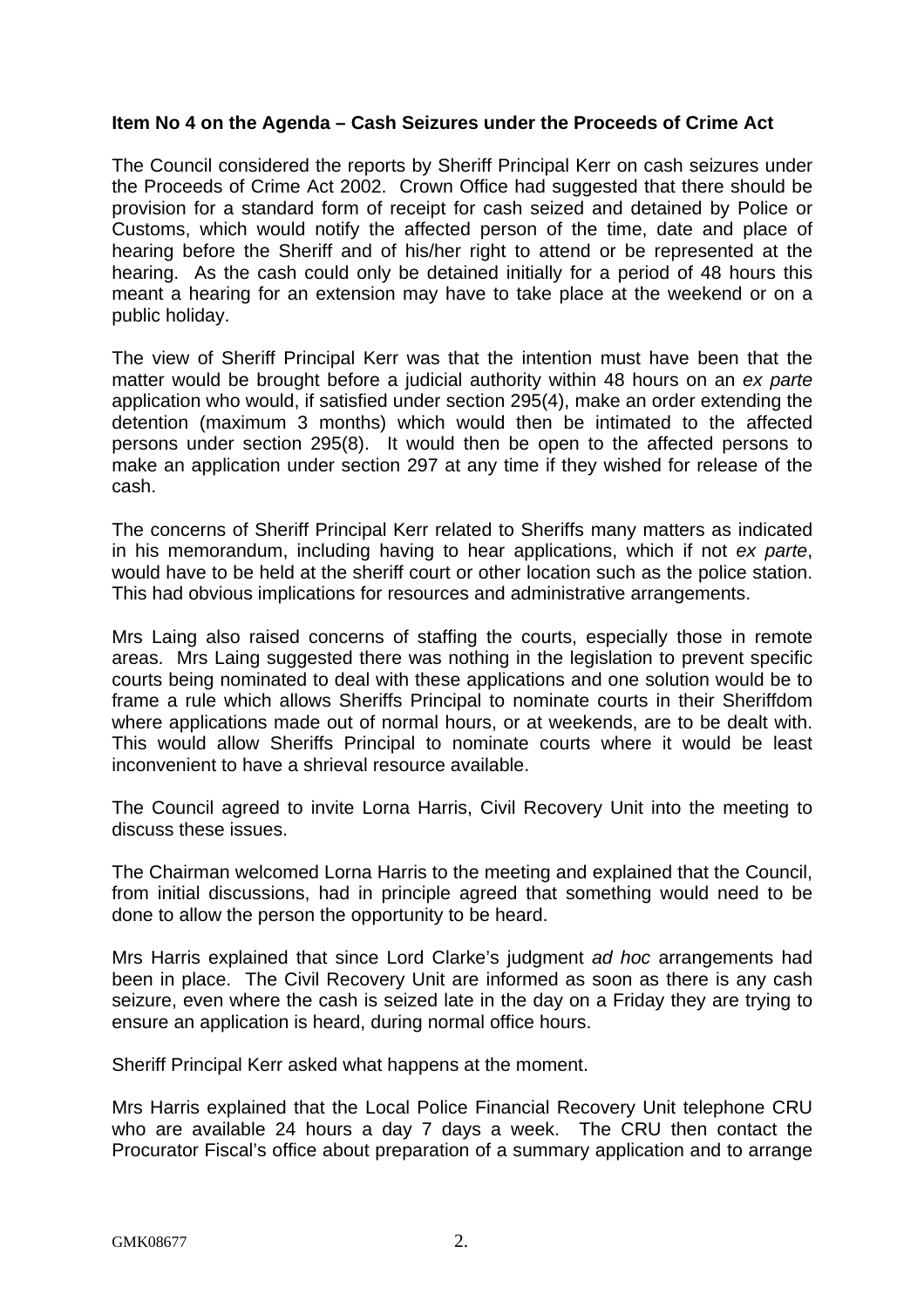**Item No 4 on the Agenda – Cash Seizures under the Proceeds of Crime Act**

The Council considered the reports by Sheriff Principal Kerr on cash seizures under the Proceeds of Crime Act 2002. Crown Office had suggested that there should be provision for a standard form of receipt for cash seized and detained by Police or Customs, which would notify the affected person of the time, date and place of hearing before the Sheriff and of his/her right to attend or be represented at the hearing. As the cash could only be detained initially for a period of 48 hours this meant a hearing for an extension may have to take place at the weekend or on a public holiday.

The view of Sheriff Principal Kerr was that the intention must have been that the matter would be brought before a judicial authority within 48 hours on an *ex parte* application who would, if satisfied under section 295(4), make an order extending the detention (maximum 3 months) which would then be intimated to the affected persons under section 295(8). It would then be open to the affected persons to make an application under section 297 at any time if they wished for release of the cash.

The concerns of Sheriff Principal Kerr related to Sheriffs many matters as indicated in his memorandum, including having to hear applications, which if not *ex parte*, would have to be held at the sheriff court or other location such as the police station. This had obvious implications for resources and administrative arrangements.

Mrs Laing also raised concerns of staffing the courts, especially those in remote areas. Mrs Laing suggested there was nothing in the legislation to prevent specific courts being nominated to deal with these applications and one solution would be to frame a rule which allows Sheriffs Principal to nominate courts in their Sheriffdom where applications made out of normal hours, or at weekends, are to be dealt with. This would allow Sheriffs Principal to nominate courts where it would be least inconvenient to have a shrieval resource available.

The Council agreed to invite Lorna Harris, Civil Recovery Unit into the meeting to discuss these issues.

The Chairman welcomed Lorna Harris to the meeting and explained that the Council, from initial discussions, had in principle agreed that something would need to be done to allow the person the opportunity to be heard.

Mrs Harris explained that since Lord Clarke's judgment *ad hoc* arrangements had been in place. The Civil Recovery Unit are informed as soon as there is any cash seizure, even where the cash is seized late in the day on a Friday they are trying to ensure an application is heard, during normal office hours.

Sheriff Principal Kerr asked what happens at the moment.

Mrs Harris explained that the Local Police Financial Recovery Unit telephone CRU who are available 24 hours a day 7 days a week. The CRU then contact the Procurator Fiscal's office about preparation of a summary application and to arrange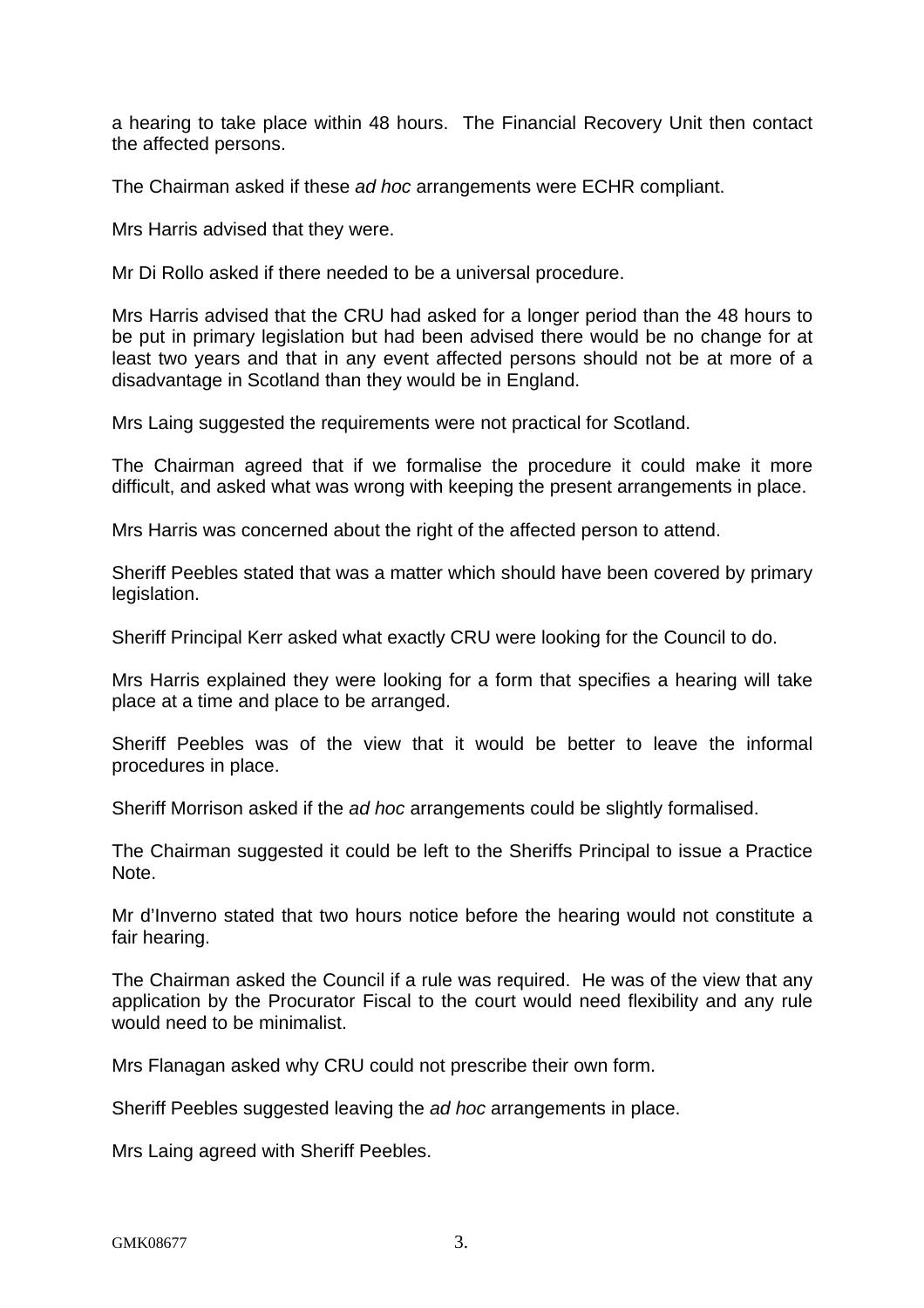a hearing to take place within 48 hours. The Financial Recovery Unit then contact the affected persons.

The Chairman asked if these *ad hoc* arrangements were ECHR compliant.

Mrs Harris advised that they were.

Mr Di Rollo asked if there needed to be a universal procedure.

Mrs Harris advised that the CRU had asked for a longer period than the 48 hours to be put in primary legislation but had been advised there would be no change for at least two years and that in any event affected persons should not be at more of a disadvantage in Scotland than they would be in England.

Mrs Laing suggested the requirements were not practical for Scotland.

The Chairman agreed that if we formalise the procedure it could make it more difficult, and asked what was wrong with keeping the present arrangements in place.

Mrs Harris was concerned about the right of the affected person to attend.

Sheriff Peebles stated that was a matter which should have been covered by primary legislation.

Sheriff Principal Kerr asked what exactly CRU were looking for the Council to do.

Mrs Harris explained they were looking for a form that specifies a hearing will take place at a time and place to be arranged.

Sheriff Peebles was of the view that it would be better to leave the informal procedures in place.

Sheriff Morrison asked if the *ad hoc* arrangements could be slightly formalised.

The Chairman suggested it could be left to the Sheriffs Principal to issue a Practice Note.

Mr d'Inverno stated that two hours notice before the hearing would not constitute a fair hearing.

The Chairman asked the Council if a rule was required. He was of the view that any application by the Procurator Fiscal to the court would need flexibility and any rule would need to be minimalist.

Mrs Flanagan asked why CRU could not prescribe their own form.

Sheriff Peebles suggested leaving the *ad hoc* arrangements in place.

Mrs Laing agreed with Sheriff Peebles.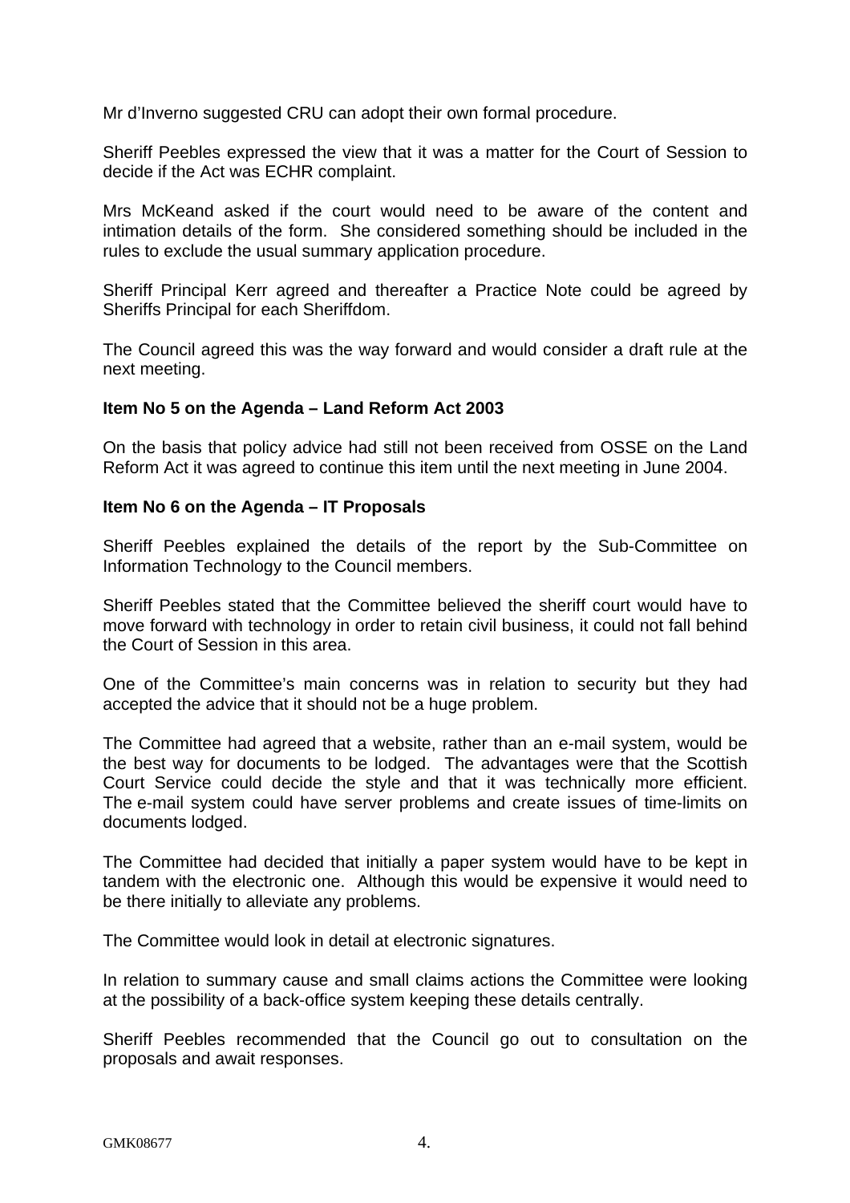Mr d'Inverno suggested CRU can adopt their own formal procedure.

Sheriff Peebles expressed the view that it was a matter for the Court of Session to decide if the Act was ECHR complaint.

Mrs McKeand asked if the court would need to be aware of the content and intimation details of the form. She considered something should be included in the rules to exclude the usual summary application procedure.

Sheriff Principal Kerr agreed and thereafter a Practice Note could be agreed by Sheriffs Principal for each Sheriffdom.

The Council agreed this was the way forward and would consider a draft rule at the next meeting.

**Item No 5 on the Agenda – Land Reform Act 2003**

On the basis that policy advice had still not been received from OSSE on the Land Reform Act it was agreed to continue this item until the next meeting in June 2004.

**Item No 6 on the Agenda – IT Proposals**

Sheriff Peebles explained the details of the report by the Sub-Committee on Information Technology to the Council members.

Sheriff Peebles stated that the Committee believed the sheriff court would have to move forward with technology in order to retain civil business, it could not fall behind the Court of Session in this area.

One of the Committee's main concerns was in relation to security but they had accepted the advice that it should not be a huge problem.

The Committee had agreed that a website, rather than an e-mail system, would be the best way for documents to be lodged. The advantages were that the Scottish Court Service could decide the style and that it was technically more efficient. The e-mail system could have server problems and create issues of time-limits on documents lodged.

The Committee had decided that initially a paper system would have to be kept in tandem with the electronic one. Although this would be expensive it would need to be there initially to alleviate any problems.

The Committee would look in detail at electronic signatures.

In relation to summary cause and small claims actions the Committee were looking at the possibility of a back-office system keeping these details centrally.

Sheriff Peebles recommended that the Council go out to consultation on the proposals and await responses.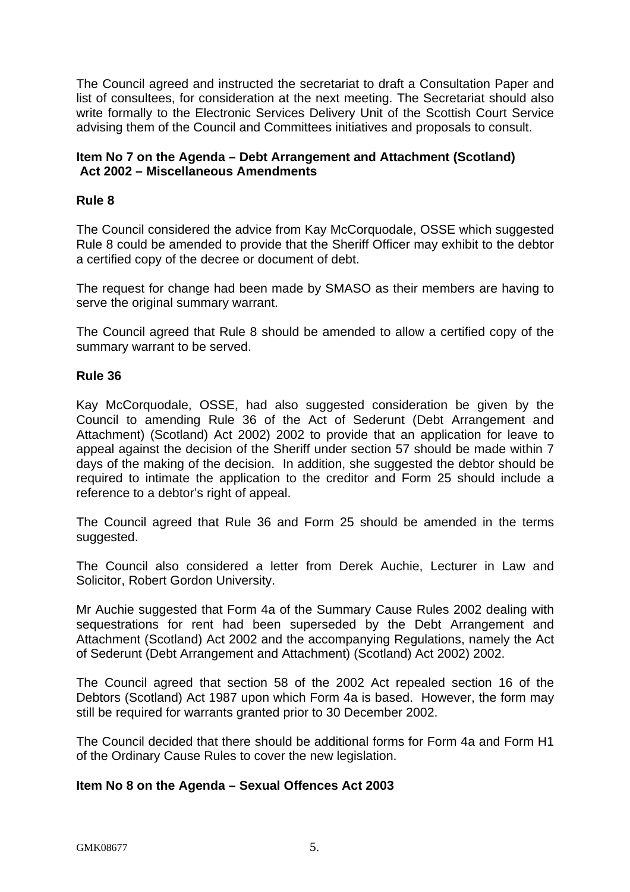The Council agreed and instructed the secretariat to draft a Consultation Paper and list of consultees, for consideration at the next meeting. The Secretariat should also write formally to the Electronic Services Delivery Unit of the Scottish Court Service advising them of the Council and Committees initiatives and proposals to consult.

**Item No 7 on the Agenda – Debt Arrangement and Attachment (Scotland) Act 2002 – Miscellaneous Amendments**

**Rule 8**

The Council considered the advice from Kay McCorquodale, OSSE which suggested Rule 8 could be amended to provide that the Sheriff Officer may exhibit to the debtor a certified copy of the decree or document of debt.

The request for change had been made by SMASO as their members are having to serve the original summary warrant.

The Council agreed that Rule 8 should be amended to allow a certified copy of the summary warrant to be served.

**Rule 36**

Kay McCorquodale, OSSE, had also suggested consideration be given by the Council to amending Rule 36 of the Act of Sederunt (Debt Arrangement and Attachment) (Scotland) Act 2002) 2002 to provide that an application for leave to appeal against the decision of the Sheriff under section 57 should be made within 7 days of the making of the decision. In addition, she suggested the debtor should be required to intimate the application to the creditor and Form 25 should include a reference to a debtor's right of appeal.

The Council agreed that Rule 36 and Form 25 should be amended in the terms suggested.

The Council also considered a letter from Derek Auchie, Lecturer in Law and Solicitor, Robert Gordon University.

Mr Auchie suggested that Form 4a of the Summary Cause Rules 2002 dealing with sequestrations for rent had been superseded by the Debt Arrangement and Attachment (Scotland) Act 2002 and the accompanying Regulations, namely the Act of Sederunt (Debt Arrangement and Attachment) (Scotland) Act 2002) 2002.

The Council agreed that section 58 of the 2002 Act repealed section 16 of the Debtors (Scotland) Act 1987 upon which Form 4a is based. However, the form may still be required for warrants granted prior to 30 December 2002.

The Council decided that there should be additional forms for Form 4a and Form H1 of the Ordinary Cause Rules to cover the new legislation.

**Item No 8 on the Agenda – Sexual Offences Act 2003**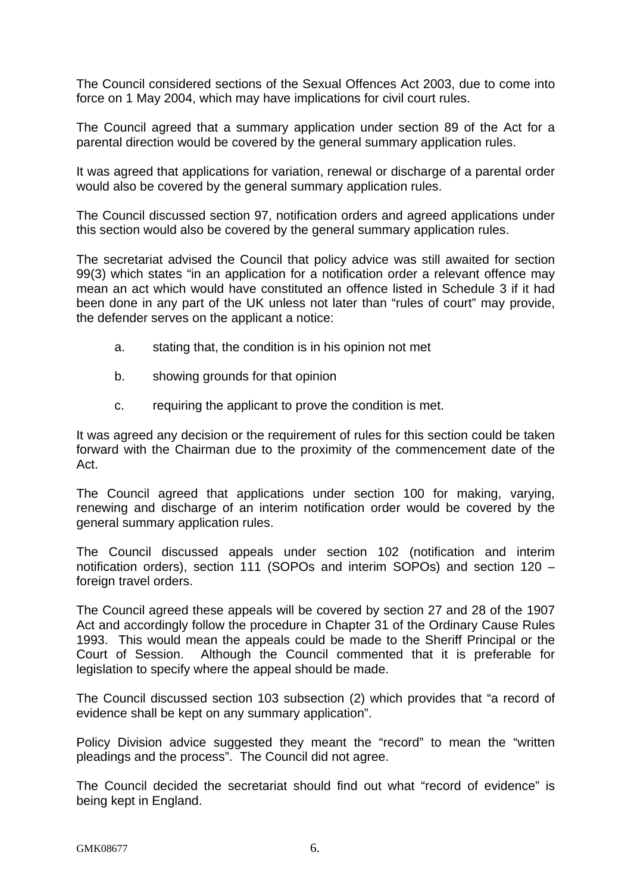The Council considered sections of the Sexual Offences Act 2003, due to come into force on 1 May 2004, which may have implications for civil court rules.

The Council agreed that a summary application under section 89 of the Act for a parental direction would be covered by the general summary application rules.

It was agreed that applications for variation, renewal or discharge of a parental order would also be covered by the general summary application rules.

The Council discussed section 97, notification orders and agreed applications under this section would also be covered by the general summary application rules.

The secretariat advised the Council that policy advice was still awaited for section 99(3) which states "in an application for a notification order a relevant offence may mean an act which would have constituted an offence listed in Schedule 3 if it had been done in any part of the UK unless not later than "rules of court" may provide, the defender serves on the applicant a notice:

a. stating that, the condition is in his opinion not met

b. showing grounds for that opinion

c. requiring the applicant to prove the condition is met.

It was agreed any decision or the requirement of rules for this section could be taken forward with the Chairman due to the proximity of the commencement date of the Act.

The Council agreed that applications under section 100 for making, varying, renewing and discharge of an interim notification order would be covered by the general summary application rules.

The Council discussed appeals under section 102 (notification and interim notification orders), section 111 (SOPOs and interim SOPOs) and section 120 – foreign travel orders.

The Council agreed these appeals will be covered by section 27 and 28 of the 1907 Act and accordingly follow the procedure in Chapter 31 of the Ordinary Cause Rules 1993. This would mean the appeals could be made to the Sheriff Principal or the Court of Session. Although the Council commented that it is preferable for legislation to specify where the appeal should be made.

The Council discussed section 103 subsection (2) which provides that "a record of evidence shall be kept on any summary application".

Policy Division advice suggested they meant the "record" to mean the "written pleadings and the process". The Council did not agree.

The Council decided the secretariat should find out what "record of evidence" is being kept in England.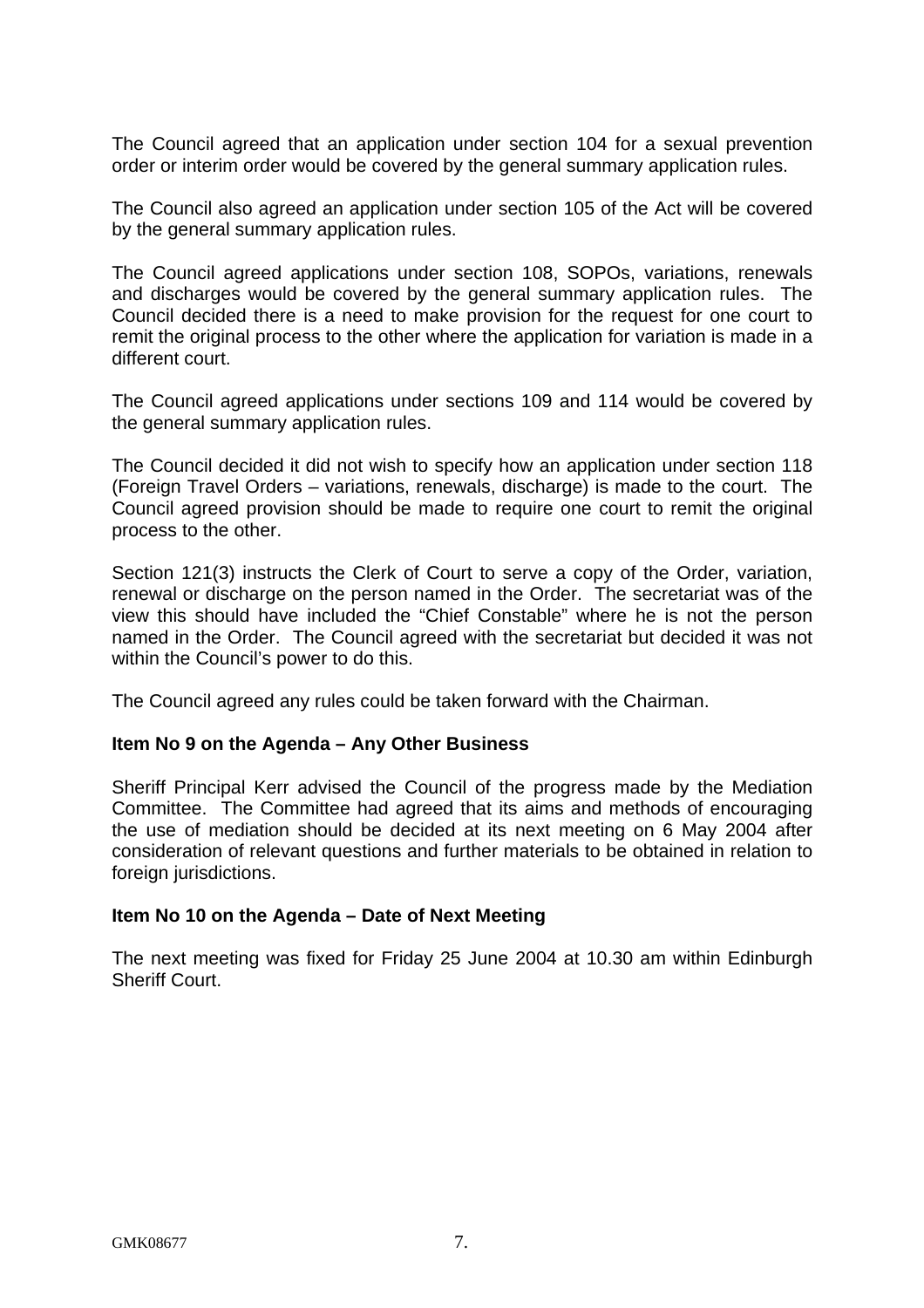The Council agreed that an application under section 104 for a sexual prevention order or interim order would be covered by the general summary application rules.

The Council also agreed an application under section 105 of the Act will be covered by the general summary application rules.

The Council agreed applications under section 108, SOPOs, variations, renewals and discharges would be covered by the general summary application rules. The Council decided there is a need to make provision for the request for one court to remit the original process to the other where the application for variation is made in a different court.

The Council agreed applications under sections 109 and 114 would be covered by the general summary application rules.

The Council decided it did not wish to specify how an application under section 118 (Foreign Travel Orders – variations, renewals, discharge) is made to the court. The Council agreed provision should be made to require one court to remit the original process to the other.

Section 121(3) instructs the Clerk of Court to serve a copy of the Order, variation, renewal or discharge on the person named in the Order. The secretariat was of the view this should have included the "Chief Constable" where he is not the person named in the Order. The Council agreed with the secretariat but decided it was not within the Council's power to do this.

The Council agreed any rules could be taken forward with the Chairman.

**Item No 9 on the Agenda – Any Other Business**

Sheriff Principal Kerr advised the Council of the progress made by the Mediation Committee. The Committee had agreed that its aims and methods of encouraging the use of mediation should be decided at its next meeting on 6 May 2004 after consideration of relevant questions and further materials to be obtained in relation to foreign jurisdictions.

**Item No 10 on the Agenda – Date of Next Meeting**

The next meeting was fixed for Friday 25 June 2004 at 10.30 am within Edinburgh Sheriff Court.

GMK08677